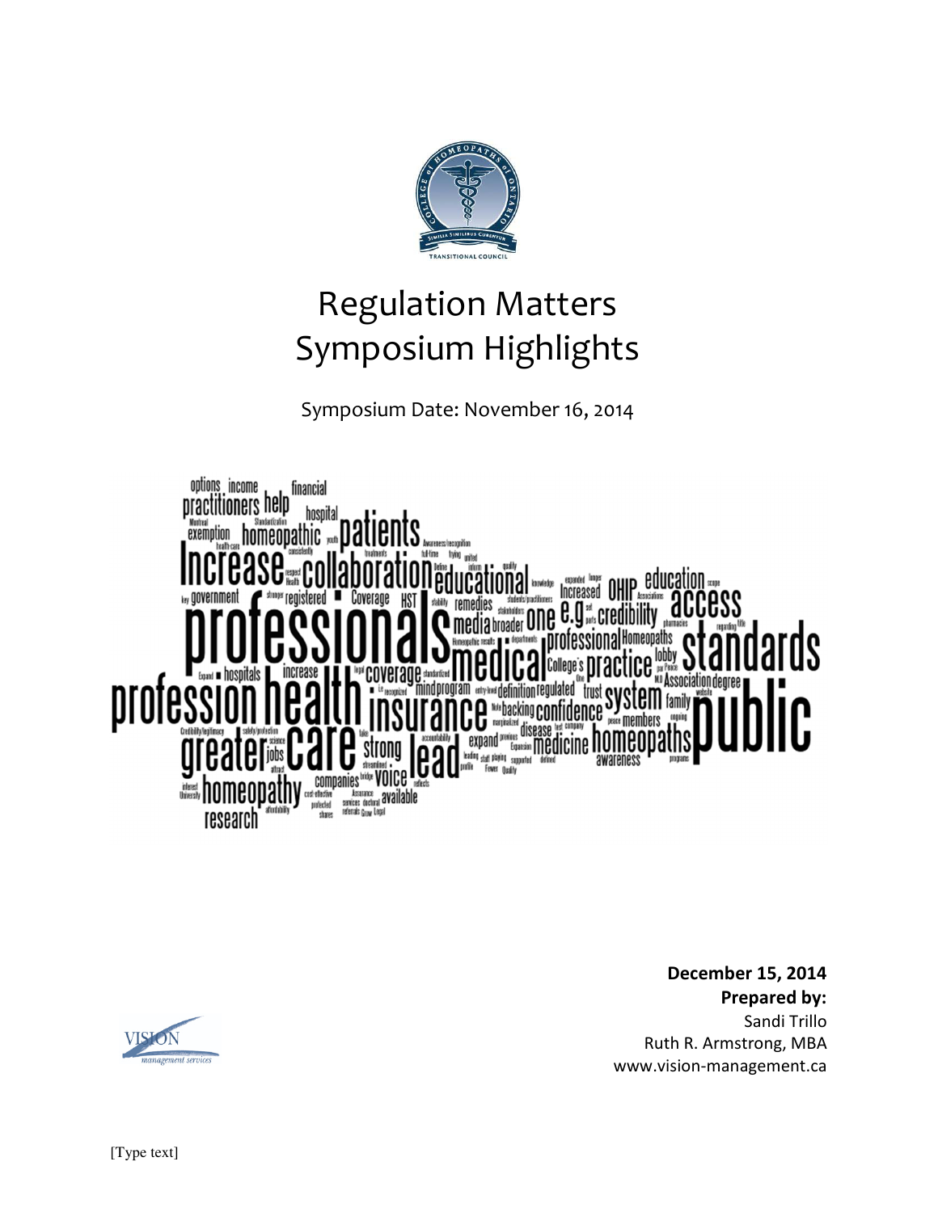# Regulation Matters
# Symposium Highlights

Symposium Date: November 16, 2014

**December 15, 2014**
**Prepared by:**
Sandi Trillo
Ruth R. Armstrong, MBA
www.vision-management.ca

[Type text]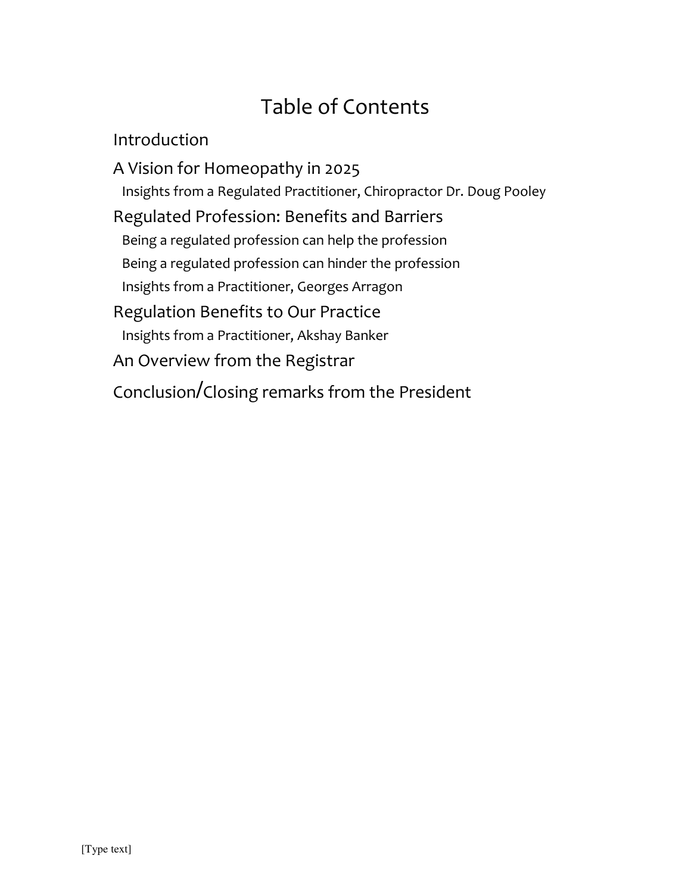# Table of Contents

Introduction

A Vision for Homeopathy in 2025

- Insights from a Regulated Practitioner, Chiropractor Dr. Doug Pooley

Regulated Profession: Benefits and Barriers

- Being a regulated profession can help the profession
- Being a regulated profession can hinder the profession
- Insights from a Practitioner, Georges Arragon

Regulation Benefits to Our Practice

- Insights from a Practitioner, Akshay Banker

An Overview from the Registrar

Conclusion/Closing remarks from the President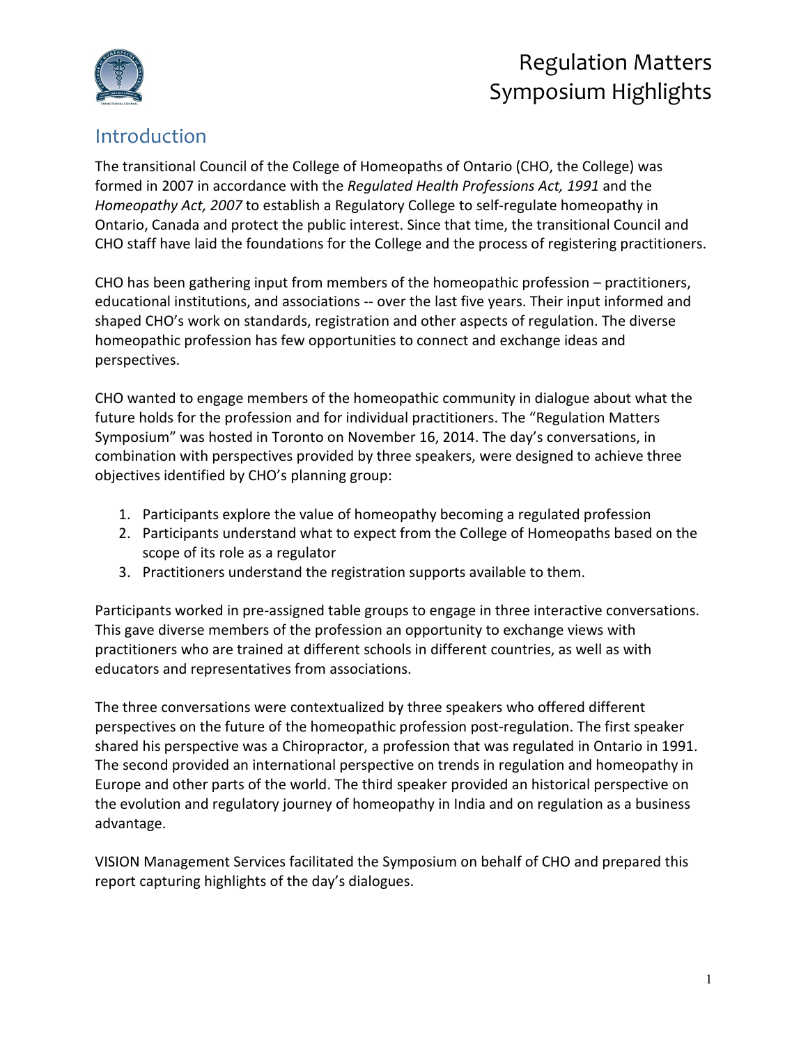# Regulation Matters Symposium Highlights

## Introduction

The transitional Council of the College of Homeopaths of Ontario (CHO, the College) was formed in 2007 in accordance with the *Regulated Health Professions Act, 1991* and the *Homeopathy Act, 2007* to establish a Regulatory College to self-regulate homeopathy in Ontario, Canada and protect the public interest. Since that time, the transitional Council and CHO staff have laid the foundations for the College and the process of registering practitioners.

CHO has been gathering input from members of the homeopathic profession – practitioners, educational institutions, and associations -- over the last five years. Their input informed and shaped CHO's work on standards, registration and other aspects of regulation. The diverse homeopathic profession has few opportunities to connect and exchange ideas and perspectives.

CHO wanted to engage members of the homeopathic community in dialogue about what the future holds for the profession and for individual practitioners. The "Regulation Matters Symposium" was hosted in Toronto on November 16, 2014. The day's conversations, in combination with perspectives provided by three speakers, were designed to achieve three objectives identified by CHO's planning group:

1. Participants explore the value of homeopathy becoming a regulated profession
2. Participants understand what to expect from the College of Homeopaths based on the scope of its role as a regulator
3. Practitioners understand the registration supports available to them.

Participants worked in pre-assigned table groups to engage in three interactive conversations. This gave diverse members of the profession an opportunity to exchange views with practitioners who are trained at different schools in different countries, as well as with educators and representatives from associations.

The three conversations were contextualized by three speakers who offered different perspectives on the future of the homeopathic profession post-regulation. The first speaker shared his perspective was a Chiropractor, a profession that was regulated in Ontario in 1991. The second provided an international perspective on trends in regulation and homeopathy in Europe and other parts of the world. The third speaker provided an historical perspective on the evolution and regulatory journey of homeopathy in India and on regulation as a business advantage.

VISION Management Services facilitated the Symposium on behalf of CHO and prepared this report capturing highlights of the day's dialogues.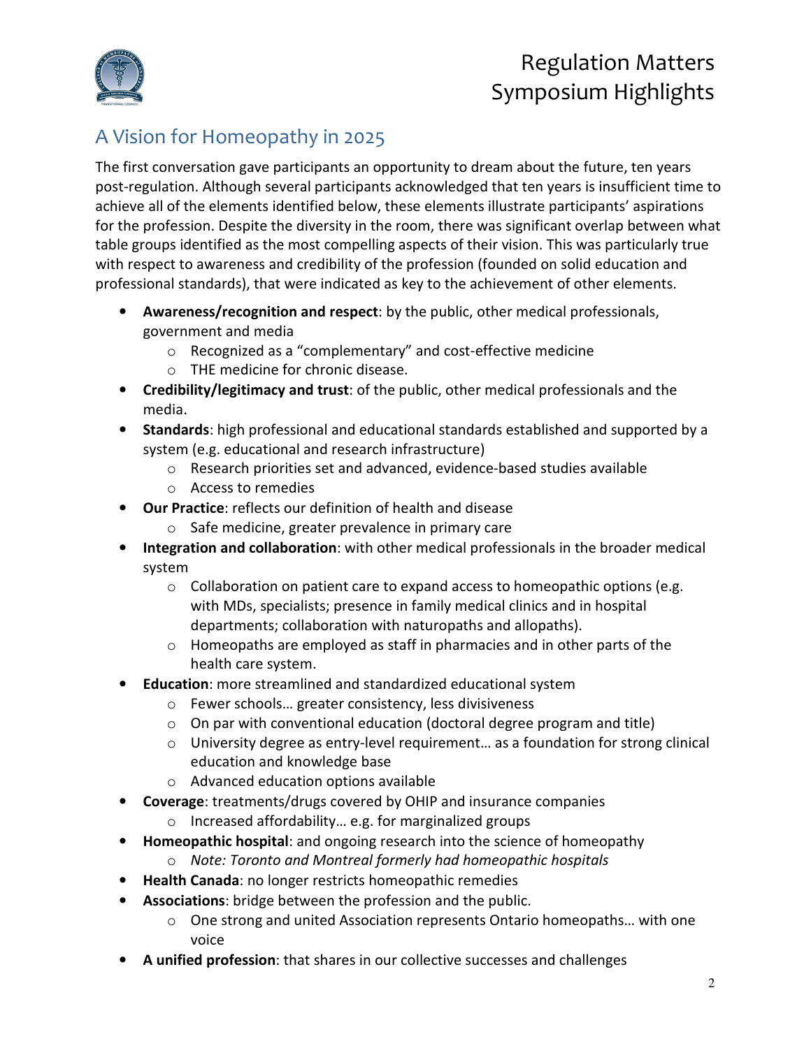## A Vision for Homeopathy in 2025

The first conversation gave participants an opportunity to dream about the future, ten years post-regulation. Although several participants acknowledged that ten years is insufficient time to achieve all of the elements identified below, these elements illustrate participants' aspirations for the profession. Despite the diversity in the room, there was significant overlap between what table groups identified as the most compelling aspects of their vision. This was particularly true with respect to awareness and credibility of the profession (founded on solid education and professional standards), that were indicated as key to the achievement of other elements.

- **Awareness/recognition and respect**: by the public, other medical professionals, government and media
    - Recognized as a "complementary" and cost-effective medicine
    - THE medicine for chronic disease.
- **Credibility/legitimacy and trust**: of the public, other medical professionals and the media.
- **Standards**: high professional and educational standards established and supported by a system (e.g. educational and research infrastructure)
    - Research priorities set and advanced, evidence-based studies available
    - Access to remedies
- **Our Practice**: reflects our definition of health and disease
    - Safe medicine, greater prevalence in primary care
- **Integration and collaboration**: with other medical professionals in the broader medical system
    - Collaboration on patient care to expand access to homeopathic options (e.g. with MDs, specialists; presence in family medical clinics and in hospital departments; collaboration with naturopaths and allopaths).
    - Homeopaths are employed as staff in pharmacies and in other parts of the health care system.
- **Education**: more streamlined and standardized educational system
    - Fewer schools… greater consistency, less divisiveness
    - On par with conventional education (doctoral degree program and title)
    - University degree as entry-level requirement… as a foundation for strong clinical education and knowledge base
    - Advanced education options available
- **Coverage**: treatments/drugs covered by OHIP and insurance companies
    - Increased affordability… e.g. for marginalized groups
- **Homeopathic hospital**: and ongoing research into the science of homeopathy
    - *Note: Toronto and Montreal formerly had homeopathic hospitals*
- **Health Canada**: no longer restricts homeopathic remedies
- **Associations**: bridge between the profession and the public.
    - One strong and united Association represents Ontario homeopaths… with one voice
- **A unified profession**: that shares in our collective successes and challenges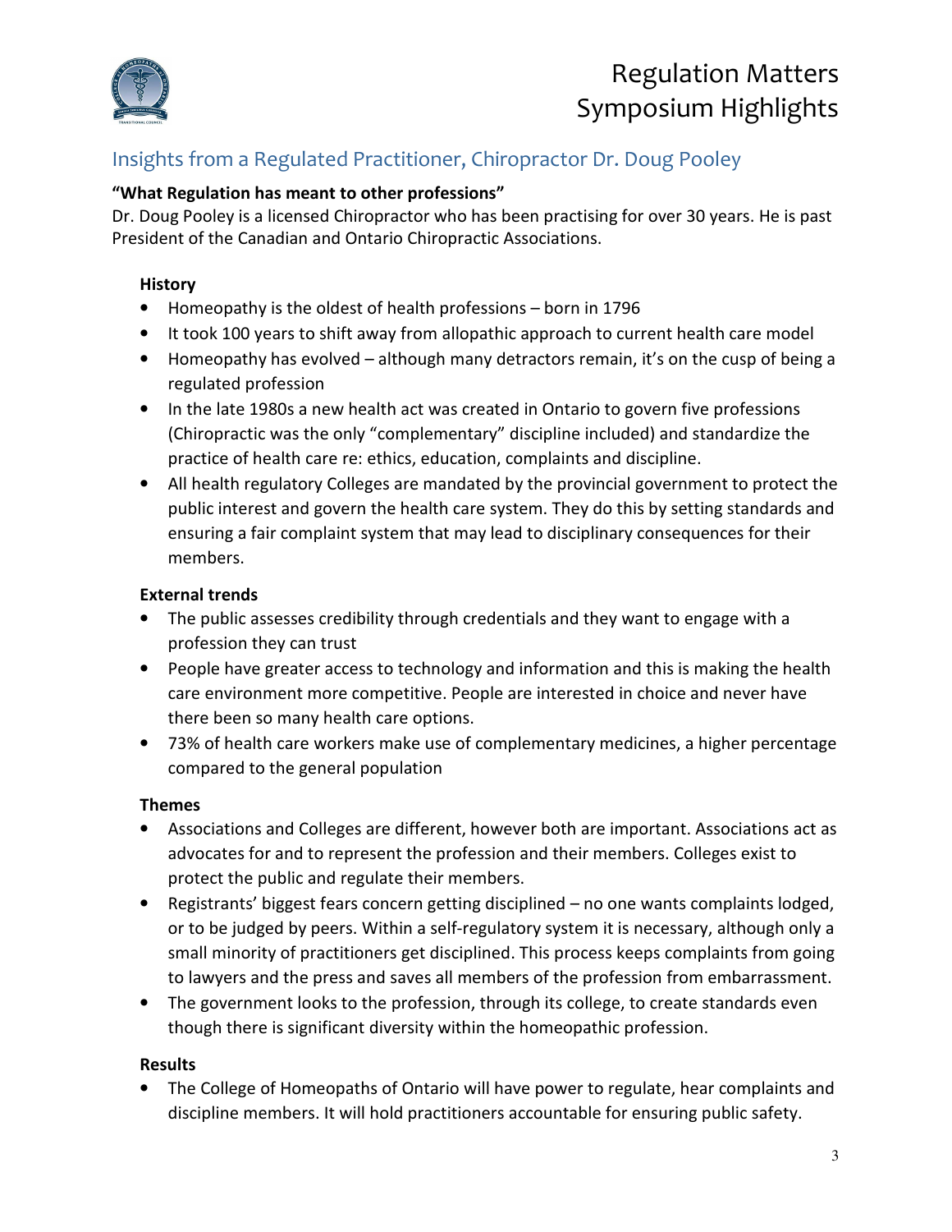## Insights from a Regulated Practitioner, Chiropractor Dr. Doug Pooley

**"What Regulation has meant to other professions"**

Dr. Doug Pooley is a licensed Chiropractor who has been practising for over 30 years. He is past President of the Canadian and Ontario Chiropractic Associations.

### History

- Homeopathy is the oldest of health professions – born in 1796
- It took 100 years to shift away from allopathic approach to current health care model
- Homeopathy has evolved – although many detractors remain, it's on the cusp of being a regulated profession
- In the late 1980s a new health act was created in Ontario to govern five professions (Chiropractic was the only "complementary" discipline included) and standardize the practice of health care re: ethics, education, complaints and discipline.
- All health regulatory Colleges are mandated by the provincial government to protect the public interest and govern the health care system. They do this by setting standards and ensuring a fair complaint system that may lead to disciplinary consequences for their members.

### External trends

- The public assesses credibility through credentials and they want to engage with a profession they can trust
- People have greater access to technology and information and this is making the health care environment more competitive. People are interested in choice and never have there been so many health care options.
- 73% of health care workers make use of complementary medicines, a higher percentage compared to the general population

### Themes

- Associations and Colleges are different, however both are important. Associations act as advocates for and to represent the profession and their members. Colleges exist to protect the public and regulate their members.
- Registrants' biggest fears concern getting disciplined – no one wants complaints lodged, or to be judged by peers. Within a self-regulatory system it is necessary, although only a small minority of practitioners get disciplined. This process keeps complaints from going to lawyers and the press and saves all members of the profession from embarrassment.
- The government looks to the profession, through its college, to create standards even though there is significant diversity within the homeopathic profession.

### Results

- The College of Homeopaths of Ontario will have power to regulate, hear complaints and discipline members. It will hold practitioners accountable for ensuring public safety.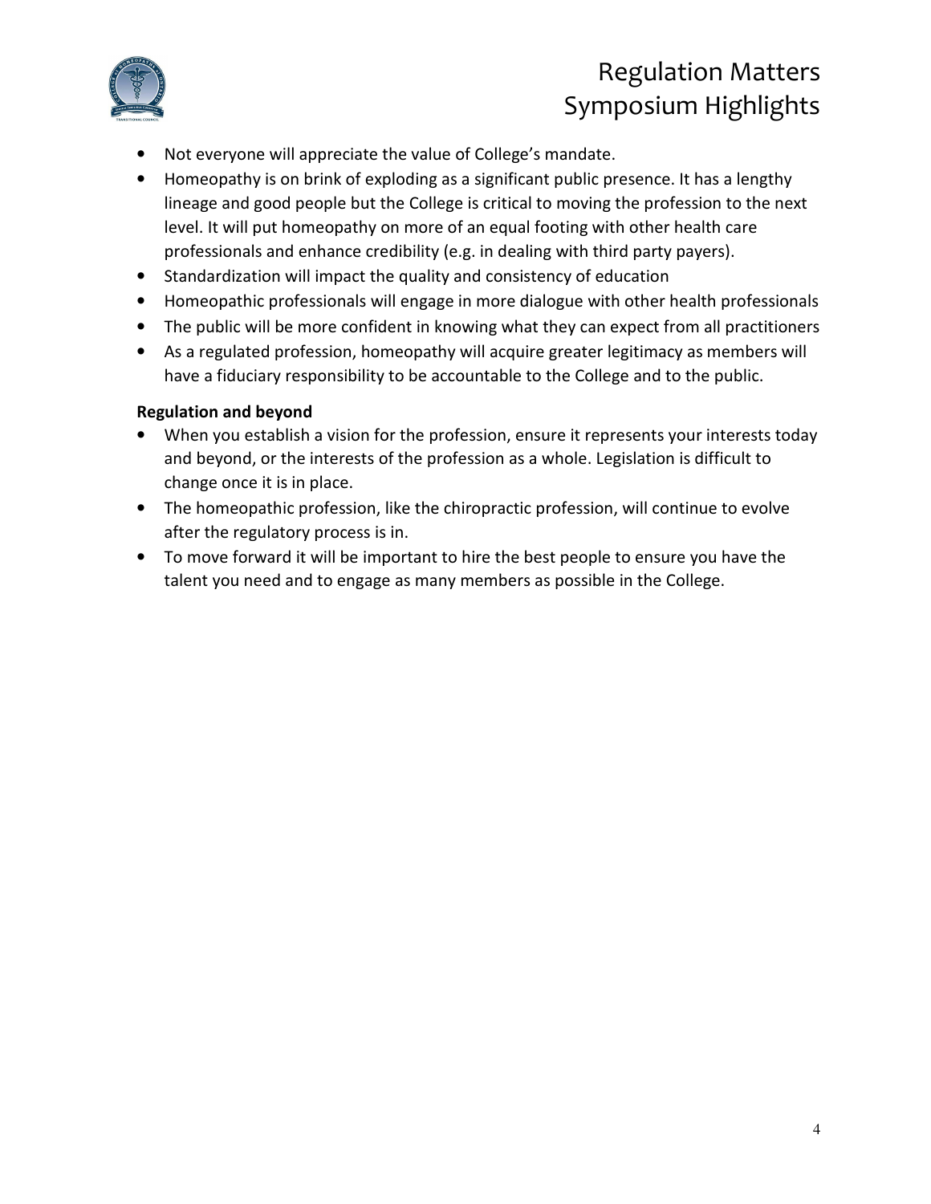- Not everyone will appreciate the value of College's mandate.
- Homeopathy is on brink of exploding as a significant public presence. It has a lengthy lineage and good people but the College is critical to moving the profession to the next level. It will put homeopathy on more of an equal footing with other health care professionals and enhance credibility (e.g. in dealing with third party payers).
- Standardization will impact the quality and consistency of education
- Homeopathic professionals will engage in more dialogue with other health professionals
- The public will be more confident in knowing what they can expect from all practitioners
- As a regulated profession, homeopathy will acquire greater legitimacy as members will have a fiduciary responsibility to be accountable to the College and to the public.

**Regulation and beyond**

- When you establish a vision for the profession, ensure it represents your interests today and beyond, or the interests of the profession as a whole. Legislation is difficult to change once it is in place.
- The homeopathic profession, like the chiropractic profession, will continue to evolve after the regulatory process is in.
- To move forward it will be important to hire the best people to ensure you have the talent you need and to engage as many members as possible in the College.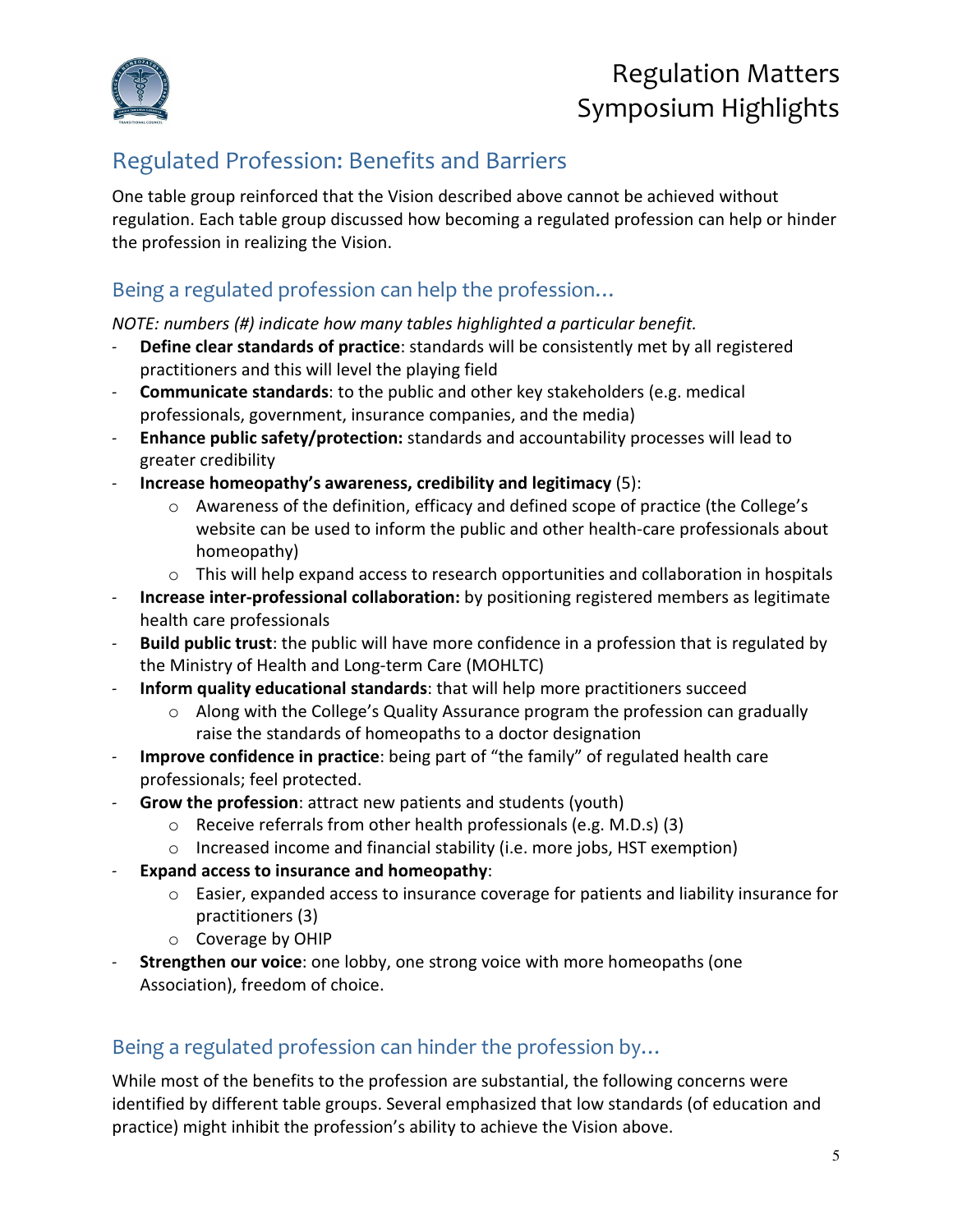## Regulated Profession: Benefits and Barriers

One table group reinforced that the Vision described above cannot be achieved without regulation. Each table group discussed how becoming a regulated profession can help or hinder the profession in realizing the Vision.

### Being a regulated profession can help the profession…

*NOTE: numbers (#) indicate how many tables highlighted a particular benefit.*

- **Define clear standards of practice**: standards will be consistently met by all registered practitioners and this will level the playing field
- **Communicate standards**: to the public and other key stakeholders (e.g. medical professionals, government, insurance companies, and the media)
- **Enhance public safety/protection:** standards and accountability processes will lead to greater credibility
- **Increase homeopathy's awareness, credibility and legitimacy** (5):
  - Awareness of the definition, efficacy and defined scope of practice (the College's website can be used to inform the public and other health-care professionals about homeopathy)
  - This will help expand access to research opportunities and collaboration in hospitals
- **Increase inter-professional collaboration:** by positioning registered members as legitimate health care professionals
- **Build public trust**: the public will have more confidence in a profession that is regulated by the Ministry of Health and Long-term Care (MOHLTC)
- **Inform quality educational standards**: that will help more practitioners succeed
  - Along with the College's Quality Assurance program the profession can gradually raise the standards of homeopaths to a doctor designation
- **Improve confidence in practice**: being part of "the family" of regulated health care professionals; feel protected.
- **Grow the profession**: attract new patients and students (youth)
  - Receive referrals from other health professionals (e.g. M.D.s) (3)
  - Increased income and financial stability (i.e. more jobs, HST exemption)
- **Expand access to insurance and homeopathy**:
  - Easier, expanded access to insurance coverage for patients and liability insurance for practitioners (3)
  - Coverage by OHIP
- **Strengthen our voice**: one lobby, one strong voice with more homeopaths (one Association), freedom of choice.

### Being a regulated profession can hinder the profession by…

While most of the benefits to the profession are substantial, the following concerns were identified by different table groups. Several emphasized that low standards (of education and practice) might inhibit the profession's ability to achieve the Vision above.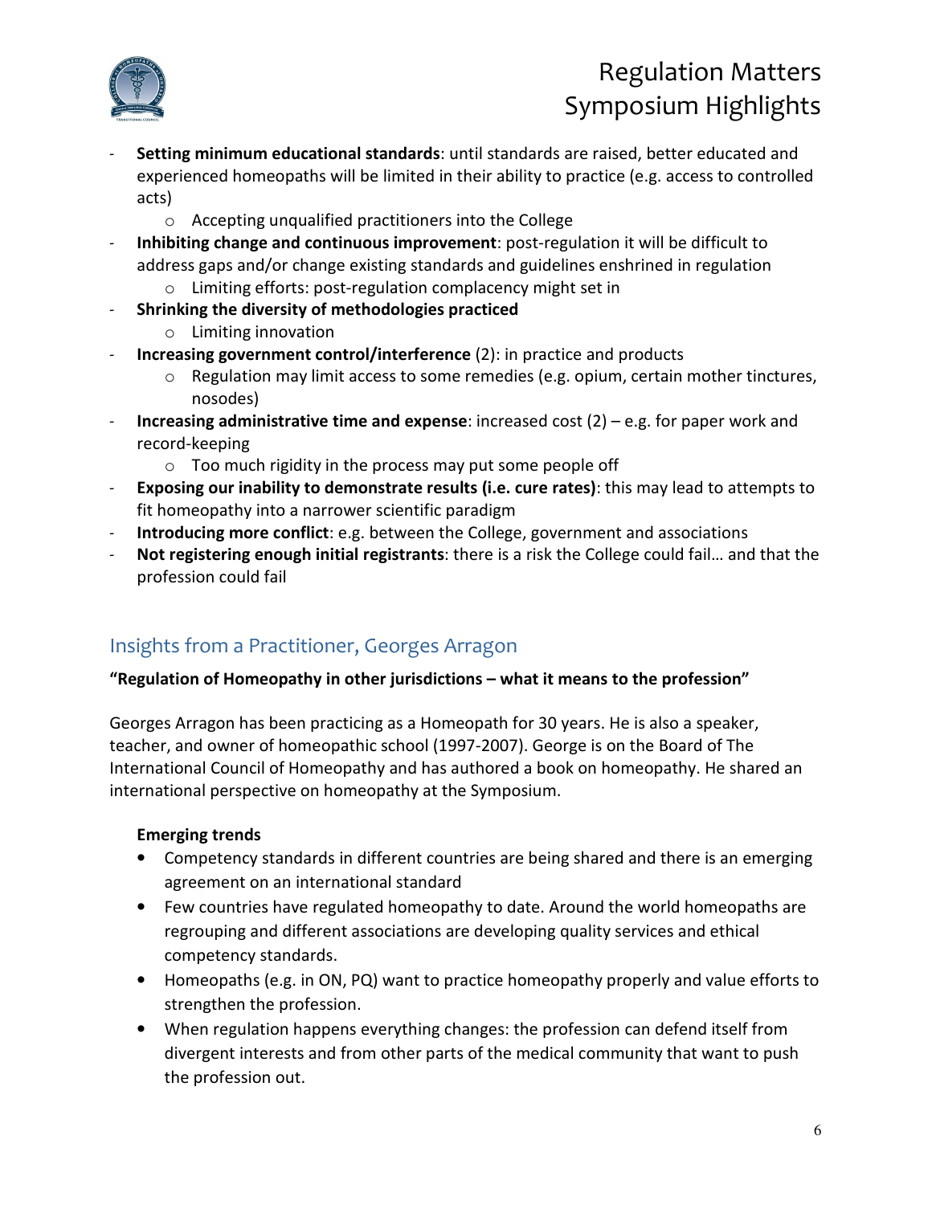- **Setting minimum educational standards**: until standards are raised, better educated and experienced homeopaths will be limited in their ability to practice (e.g. access to controlled acts)
    - Accepting unqualified practitioners into the College
- **Inhibiting change and continuous improvement**: post-regulation it will be difficult to address gaps and/or change existing standards and guidelines enshrined in regulation
    - Limiting efforts: post-regulation complacency might set in
- **Shrinking the diversity of methodologies practiced**
    - Limiting innovation
- **Increasing government control/interference** (2): in practice and products
    - Regulation may limit access to some remedies (e.g. opium, certain mother tinctures, nosodes)
- **Increasing administrative time and expense**: increased cost (2) – e.g. for paper work and record-keeping
    - Too much rigidity in the process may put some people off
- **Exposing our inability to demonstrate results (i.e. cure rates)**: this may lead to attempts to fit homeopathy into a narrower scientific paradigm
- **Introducing more conflict**: e.g. between the College, government and associations
- **Not registering enough initial registrants**: there is a risk the College could fail… and that the profession could fail

## Insights from a Practitioner, Georges Arragon

**"Regulation of Homeopathy in other jurisdictions – what it means to the profession"**

Georges Arragon has been practicing as a Homeopath for 30 years. He is also a speaker, teacher, and owner of homeopathic school (1997-2007). George is on the Board of The International Council of Homeopathy and has authored a book on homeopathy. He shared an international perspective on homeopathy at the Symposium.

**Emerging trends**

- Competency standards in different countries are being shared and there is an emerging agreement on an international standard
- Few countries have regulated homeopathy to date. Around the world homeopaths are regrouping and different associations are developing quality services and ethical competency standards.
- Homeopaths (e.g. in ON, PQ) want to practice homeopathy properly and value efforts to strengthen the profession.
- When regulation happens everything changes: the profession can defend itself from divergent interests and from other parts of the medical community that want to push the profession out.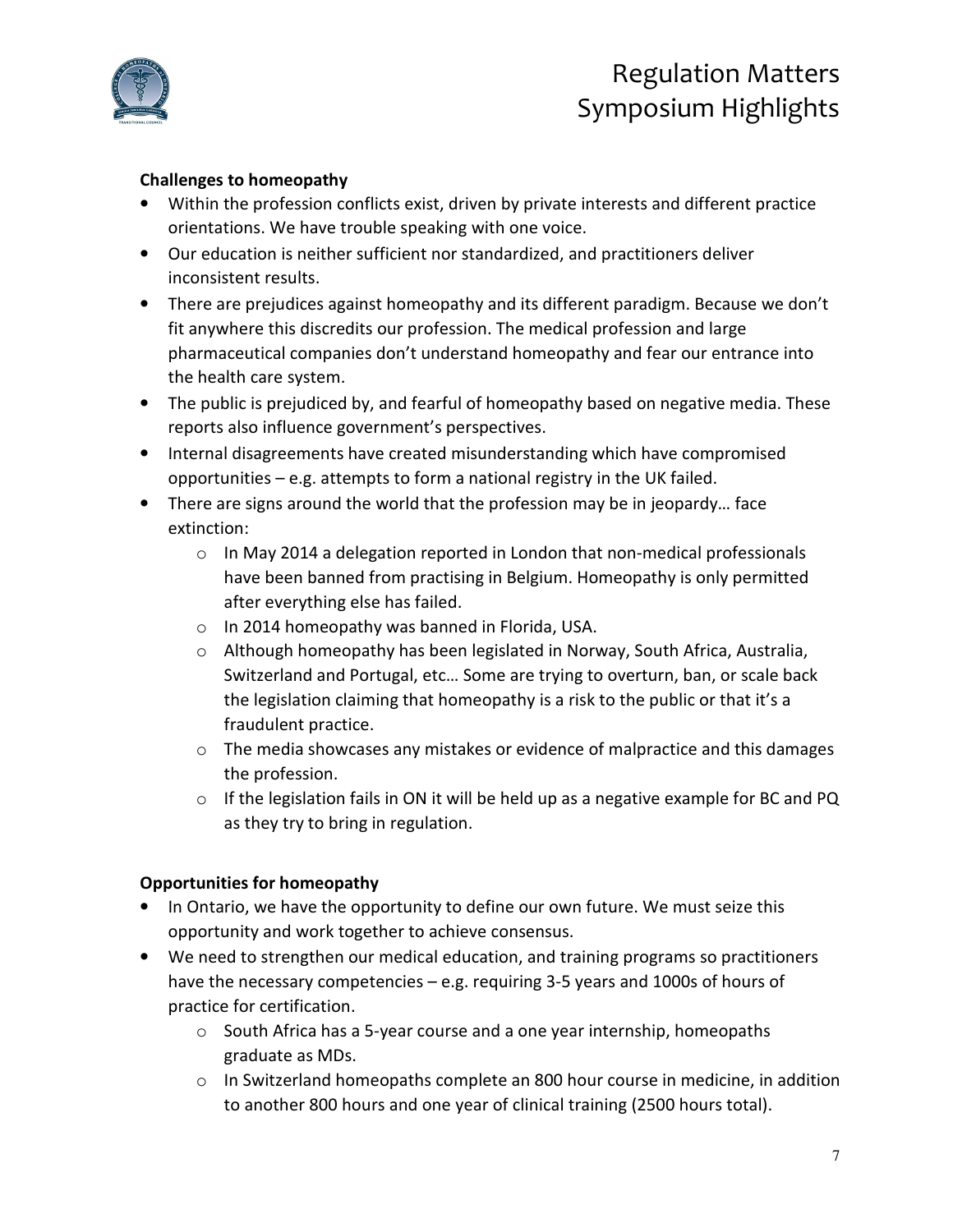**Challenges to homeopathy**

- Within the profession conflicts exist, driven by private interests and different practice orientations. We have trouble speaking with one voice.
- Our education is neither sufficient nor standardized, and practitioners deliver inconsistent results.
- There are prejudices against homeopathy and its different paradigm. Because we don't fit anywhere this discredits our profession. The medical profession and large pharmaceutical companies don't understand homeopathy and fear our entrance into the health care system.
- The public is prejudiced by, and fearful of homeopathy based on negative media. These reports also influence government's perspectives.
- Internal disagreements have created misunderstanding which have compromised opportunities – e.g. attempts to form a national registry in the UK failed.
- There are signs around the world that the profession may be in jeopardy… face extinction:
  - In May 2014 a delegation reported in London that non-medical professionals have been banned from practising in Belgium. Homeopathy is only permitted after everything else has failed.
  - In 2014 homeopathy was banned in Florida, USA.
  - Although homeopathy has been legislated in Norway, South Africa, Australia, Switzerland and Portugal, etc… Some are trying to overturn, ban, or scale back the legislation claiming that homeopathy is a risk to the public or that it's a fraudulent practice.
  - The media showcases any mistakes or evidence of malpractice and this damages the profession.
  - If the legislation fails in ON it will be held up as a negative example for BC and PQ as they try to bring in regulation.

**Opportunities for homeopathy**

- In Ontario, we have the opportunity to define our own future. We must seize this opportunity and work together to achieve consensus.
- We need to strengthen our medical education, and training programs so practitioners have the necessary competencies – e.g. requiring 3-5 years and 1000s of hours of practice for certification.
  - South Africa has a 5-year course and a one year internship, homeopaths graduate as MDs.
  - In Switzerland homeopaths complete an 800 hour course in medicine, in addition to another 800 hours and one year of clinical training (2500 hours total).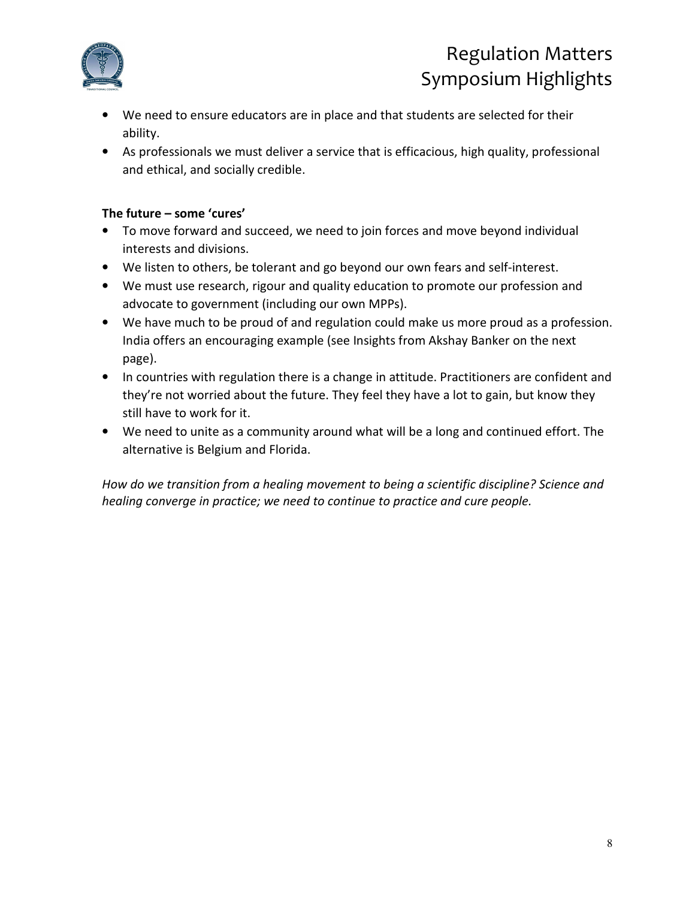- We need to ensure educators are in place and that students are selected for their ability.
- As professionals we must deliver a service that is efficacious, high quality, professional and ethical, and socially credible.

**The future – some 'cures'**

- To move forward and succeed, we need to join forces and move beyond individual interests and divisions.
- We listen to others, be tolerant and go beyond our own fears and self-interest.
- We must use research, rigour and quality education to promote our profession and advocate to government (including our own MPPs).
- We have much to be proud of and regulation could make us more proud as a profession. India offers an encouraging example (see Insights from Akshay Banker on the next page).
- In countries with regulation there is a change in attitude. Practitioners are confident and they're not worried about the future. They feel they have a lot to gain, but know they still have to work for it.
- We need to unite as a community around what will be a long and continued effort. The alternative is Belgium and Florida.

*How do we transition from a healing movement to being a scientific discipline? Science and healing converge in practice; we need to continue to practice and cure people.*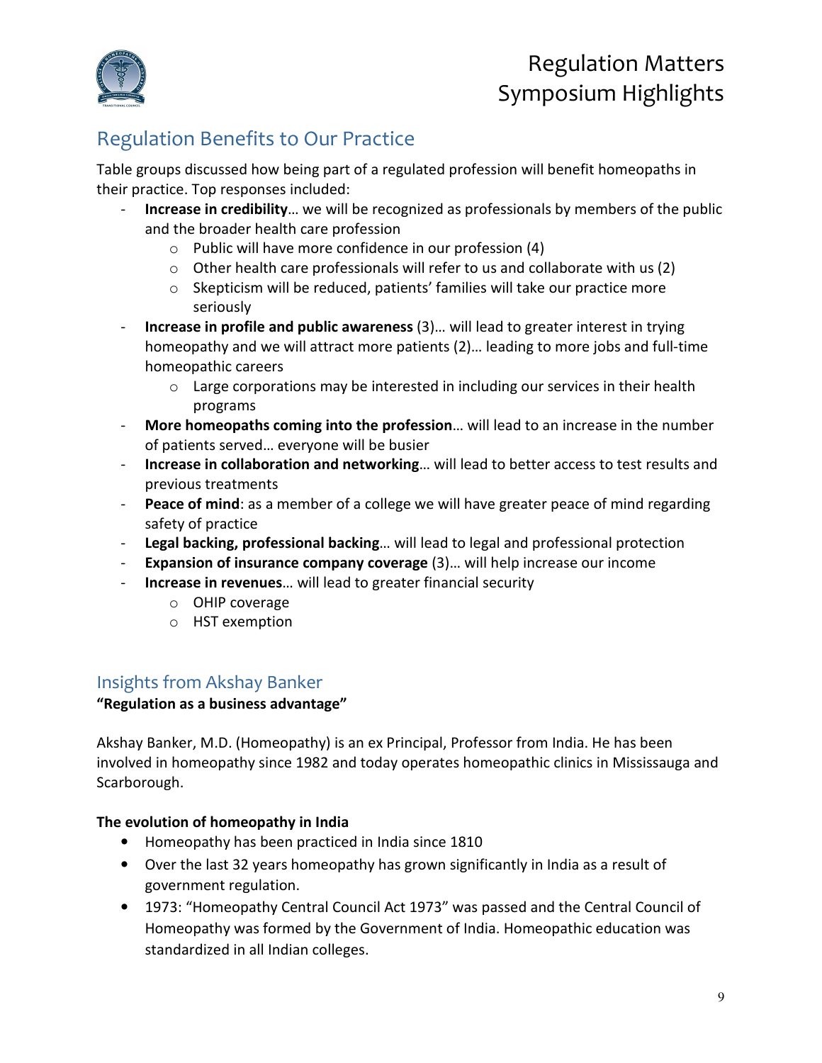## Regulation Benefits to Our Practice

Table groups discussed how being part of a regulated profession will benefit homeopaths in their practice. Top responses included:

- **Increase in credibility**… we will be recognized as professionals by members of the public and the broader health care profession
  - Public will have more confidence in our profession (4)
  - Other health care professionals will refer to us and collaborate with us (2)
  - Skepticism will be reduced, patients' families will take our practice more seriously
- **Increase in profile and public awareness** (3)… will lead to greater interest in trying homeopathy and we will attract more patients (2)… leading to more jobs and full-time homeopathic careers
  - Large corporations may be interested in including our services in their health programs
- **More homeopaths coming into the profession**… will lead to an increase in the number of patients served… everyone will be busier
- **Increase in collaboration and networking**… will lead to better access to test results and previous treatments
- **Peace of mind**: as a member of a college we will have greater peace of mind regarding safety of practice
- **Legal backing, professional backing**… will lead to legal and professional protection
- **Expansion of insurance company coverage** (3)… will help increase our income
- **Increase in revenues**… will lead to greater financial security
  - OHIP coverage
  - HST exemption

## Insights from Akshay Banker

**"Regulation as a business advantage"**

Akshay Banker, M.D. (Homeopathy) is an ex Principal, Professor from India. He has been involved in homeopathy since 1982 and today operates homeopathic clinics in Mississauga and Scarborough.

**The evolution of homeopathy in India**

- Homeopathy has been practiced in India since 1810
- Over the last 32 years homeopathy has grown significantly in India as a result of government regulation.
- 1973: "Homeopathy Central Council Act 1973" was passed and the Central Council of Homeopathy was formed by the Government of India. Homeopathic education was standardized in all Indian colleges.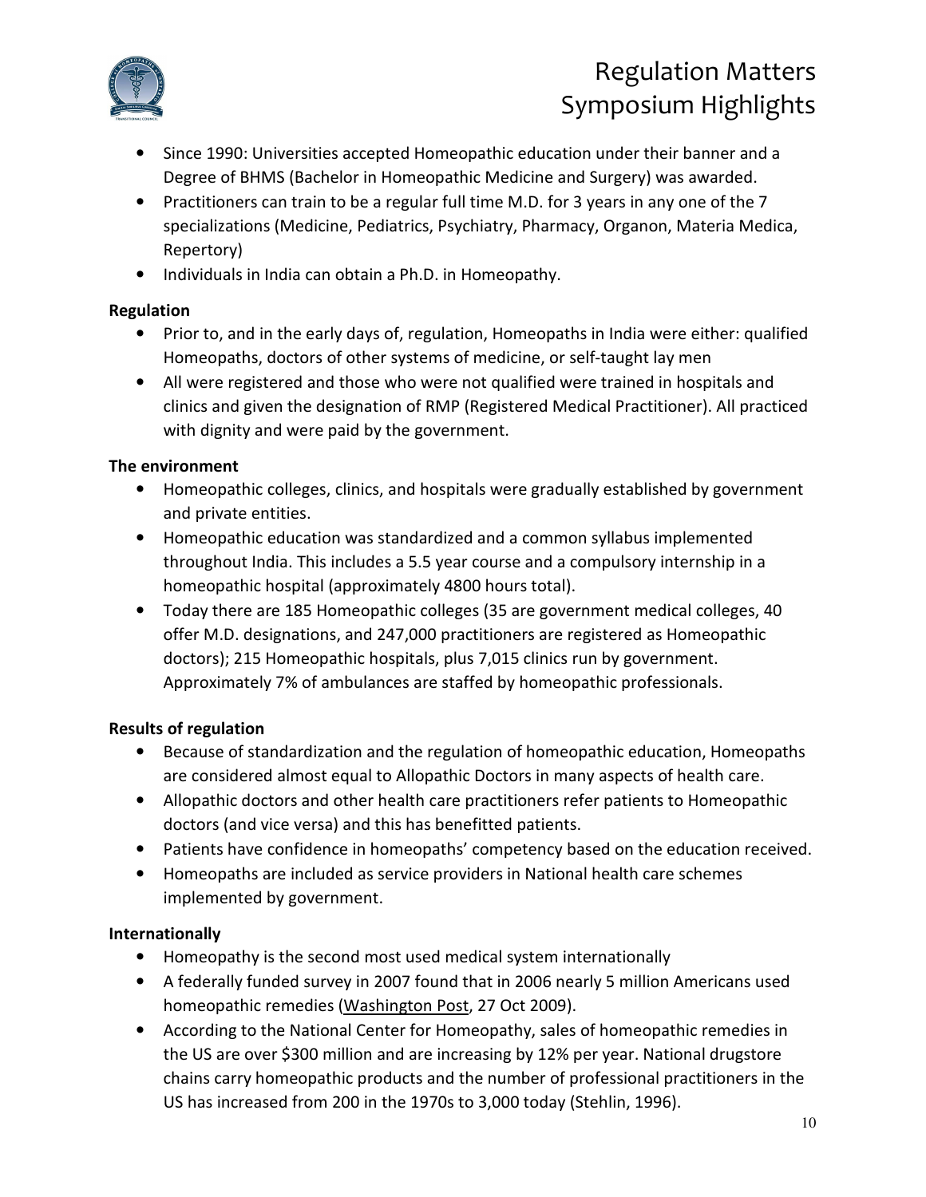- Since 1990: Universities accepted Homeopathic education under their banner and a Degree of BHMS (Bachelor in Homeopathic Medicine and Surgery) was awarded.
- Practitioners can train to be a regular full time M.D. for 3 years in any one of the 7 specializations (Medicine, Pediatrics, Psychiatry, Pharmacy, Organon, Materia Medica, Repertory)
- Individuals in India can obtain a Ph.D. in Homeopathy.

**Regulation**

- Prior to, and in the early days of, regulation, Homeopaths in India were either: qualified Homeopaths, doctors of other systems of medicine, or self-taught lay men
- All were registered and those who were not qualified were trained in hospitals and clinics and given the designation of RMP (Registered Medical Practitioner). All practiced with dignity and were paid by the government.

**The environment**

- Homeopathic colleges, clinics, and hospitals were gradually established by government and private entities.
- Homeopathic education was standardized and a common syllabus implemented throughout India. This includes a 5.5 year course and a compulsory internship in a homeopathic hospital (approximately 4800 hours total).
- Today there are 185 Homeopathic colleges (35 are government medical colleges, 40 offer M.D. designations, and 247,000 practitioners are registered as Homeopathic doctors); 215 Homeopathic hospitals, plus 7,015 clinics run by government. Approximately 7% of ambulances are staffed by homeopathic professionals.

**Results of regulation**

- Because of standardization and the regulation of homeopathic education, Homeopaths are considered almost equal to Allopathic Doctors in many aspects of health care.
- Allopathic doctors and other health care practitioners refer patients to Homeopathic doctors (and vice versa) and this has benefitted patients.
- Patients have confidence in homeopaths' competency based on the education received.
- Homeopaths are included as service providers in National health care schemes implemented by government.

**Internationally**

- Homeopathy is the second most used medical system internationally
- A federally funded survey in 2007 found that in 2006 nearly 5 million Americans used homeopathic remedies (Washington Post, 27 Oct 2009).
- According to the National Center for Homeopathy, sales of homeopathic remedies in the US are over $300 million and are increasing by 12% per year. National drugstore chains carry homeopathic products and the number of professional practitioners in the US has increased from 200 in the 1970s to 3,000 today (Stehlin, 1996).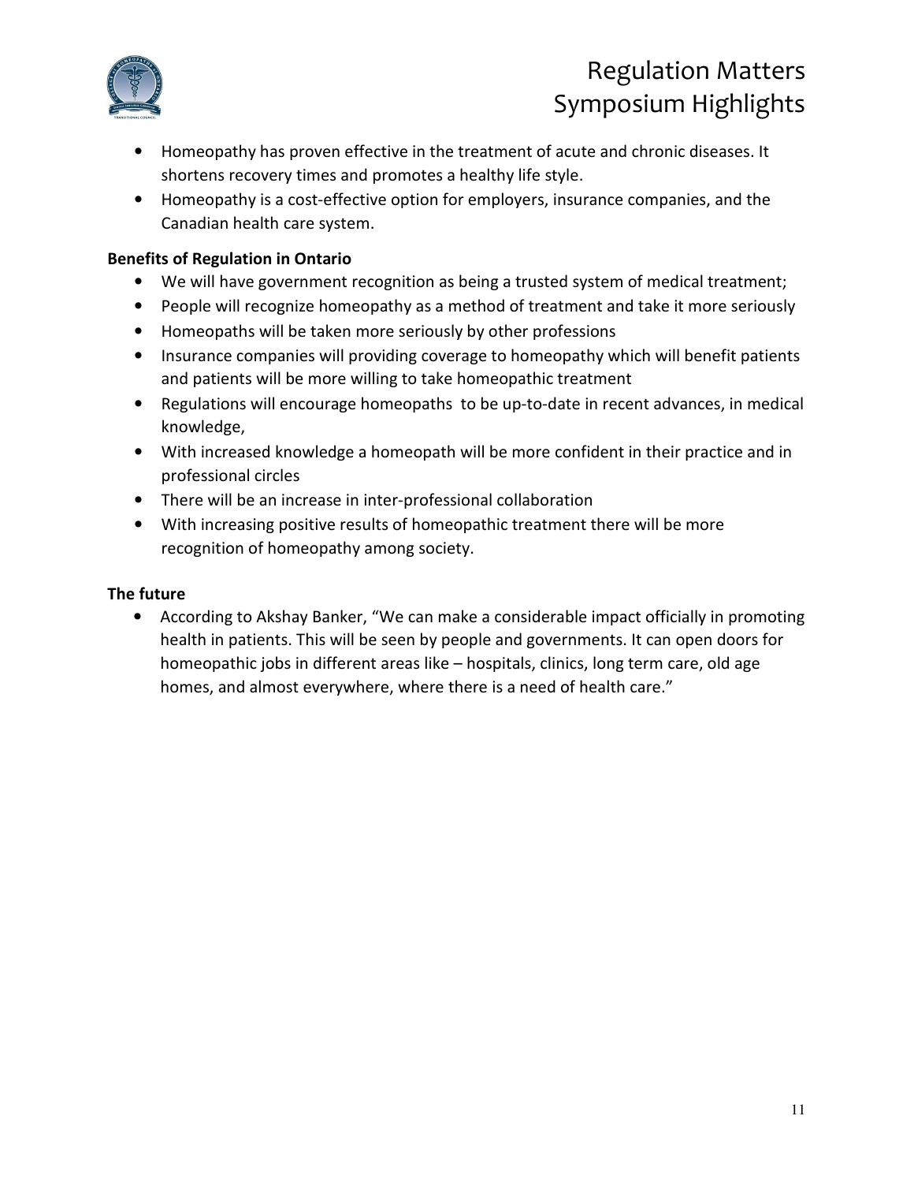- Homeopathy has proven effective in the treatment of acute and chronic diseases. It shortens recovery times and promotes a healthy life style.
- Homeopathy is a cost-effective option for employers, insurance companies, and the Canadian health care system.

**Benefits of Regulation in Ontario**

- We will have government recognition as being a trusted system of medical treatment;
- People will recognize homeopathy as a method of treatment and take it more seriously
- Homeopaths will be taken more seriously by other professions
- Insurance companies will providing coverage to homeopathy which will benefit patients and patients will be more willing to take homeopathic treatment
- Regulations will encourage homeopaths to be up-to-date in recent advances, in medical knowledge,
- With increased knowledge a homeopath will be more confident in their practice and in professional circles
- There will be an increase in inter-professional collaboration
- With increasing positive results of homeopathic treatment there will be more recognition of homeopathy among society.

**The future**

- According to Akshay Banker, "We can make a considerable impact officially in promoting health in patients. This will be seen by people and governments. It can open doors for homeopathic jobs in different areas like – hospitals, clinics, long term care, old age homes, and almost everywhere, where there is a need of health care."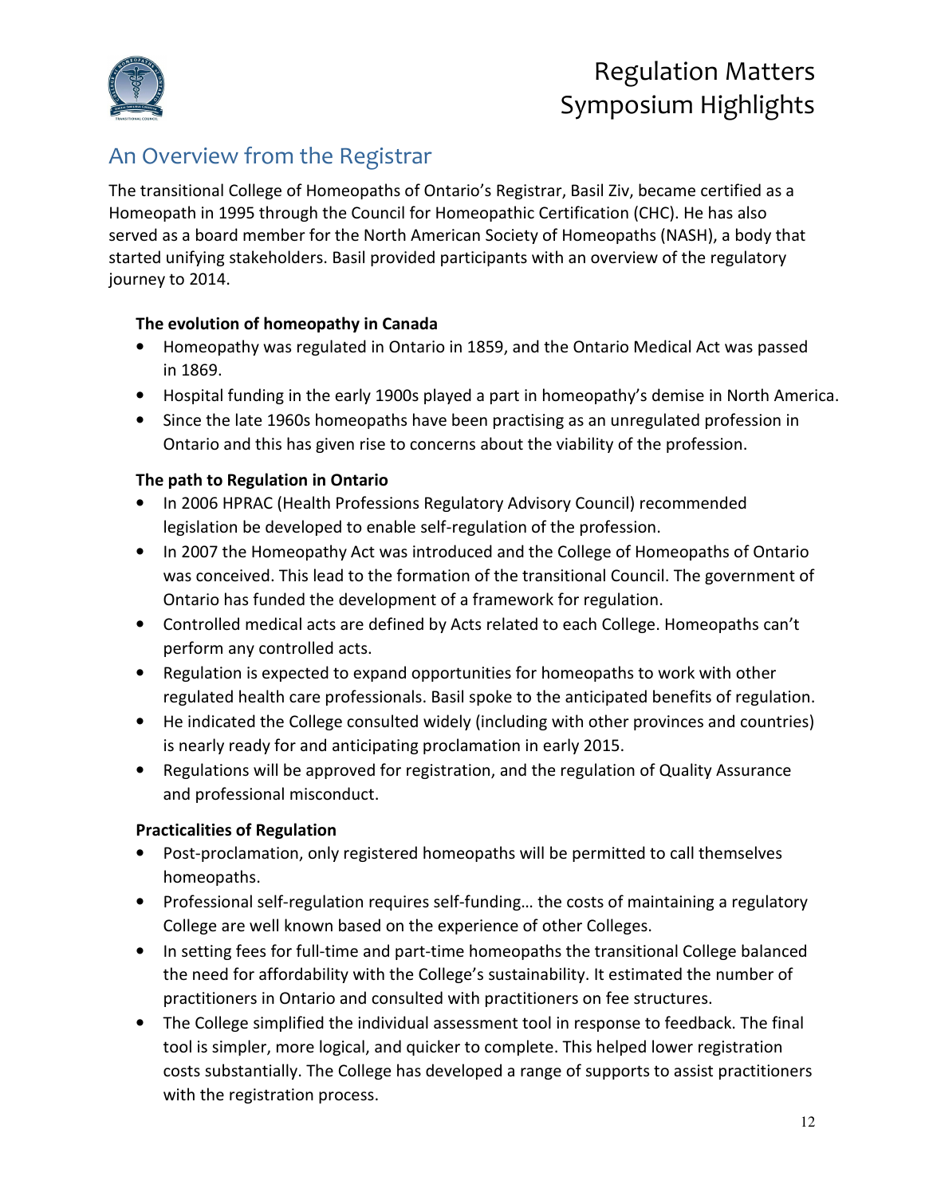## An Overview from the Registrar

The transitional College of Homeopaths of Ontario's Registrar, Basil Ziv, became certified as a Homeopath in 1995 through the Council for Homeopathic Certification (CHC). He has also served as a board member for the North American Society of Homeopaths (NASH), a body that started unifying stakeholders. Basil provided participants with an overview of the regulatory journey to 2014.

**The evolution of homeopathy in Canada**

- Homeopathy was regulated in Ontario in 1859, and the Ontario Medical Act was passed in 1869.
- Hospital funding in the early 1900s played a part in homeopathy's demise in North America.
- Since the late 1960s homeopaths have been practising as an unregulated profession in Ontario and this has given rise to concerns about the viability of the profession.

**The path to Regulation in Ontario**

- In 2006 HPRAC (Health Professions Regulatory Advisory Council) recommended legislation be developed to enable self-regulation of the profession.
- In 2007 the Homeopathy Act was introduced and the College of Homeopaths of Ontario was conceived. This lead to the formation of the transitional Council. The government of Ontario has funded the development of a framework for regulation.
- Controlled medical acts are defined by Acts related to each College. Homeopaths can't perform any controlled acts.
- Regulation is expected to expand opportunities for homeopaths to work with other regulated health care professionals. Basil spoke to the anticipated benefits of regulation.
- He indicated the College consulted widely (including with other provinces and countries) is nearly ready for and anticipating proclamation in early 2015.
- Regulations will be approved for registration, and the regulation of Quality Assurance and professional misconduct.

**Practicalities of Regulation**

- Post-proclamation, only registered homeopaths will be permitted to call themselves homeopaths.
- Professional self-regulation requires self-funding… the costs of maintaining a regulatory College are well known based on the experience of other Colleges.
- In setting fees for full-time and part-time homeopaths the transitional College balanced the need for affordability with the College's sustainability. It estimated the number of practitioners in Ontario and consulted with practitioners on fee structures.
- The College simplified the individual assessment tool in response to feedback. The final tool is simpler, more logical, and quicker to complete. This helped lower registration costs substantially. The College has developed a range of supports to assist practitioners with the registration process.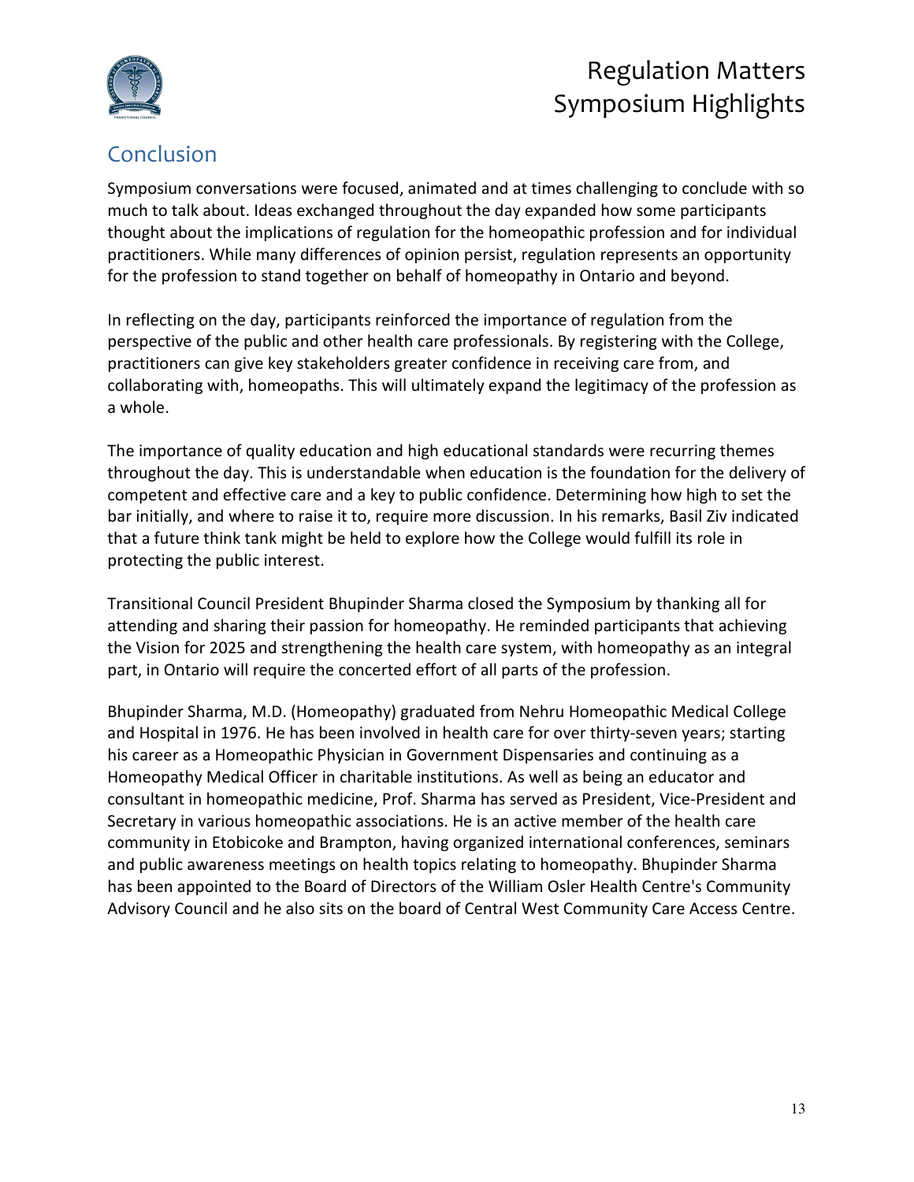## Conclusion

Symposium conversations were focused, animated and at times challenging to conclude with so much to talk about. Ideas exchanged throughout the day expanded how some participants thought about the implications of regulation for the homeopathic profession and for individual practitioners. While many differences of opinion persist, regulation represents an opportunity for the profession to stand together on behalf of homeopathy in Ontario and beyond.

In reflecting on the day, participants reinforced the importance of regulation from the perspective of the public and other health care professionals. By registering with the College, practitioners can give key stakeholders greater confidence in receiving care from, and collaborating with, homeopaths. This will ultimately expand the legitimacy of the profession as a whole.

The importance of quality education and high educational standards were recurring themes throughout the day. This is understandable when education is the foundation for the delivery of competent and effective care and a key to public confidence. Determining how high to set the bar initially, and where to raise it to, require more discussion. In his remarks, Basil Ziv indicated that a future think tank might be held to explore how the College would fulfill its role in protecting the public interest.

Transitional Council President Bhupinder Sharma closed the Symposium by thanking all for attending and sharing their passion for homeopathy. He reminded participants that achieving the Vision for 2025 and strengthening the health care system, with homeopathy as an integral part, in Ontario will require the concerted effort of all parts of the profession.

Bhupinder Sharma, M.D. (Homeopathy) graduated from Nehru Homeopathic Medical College and Hospital in 1976. He has been involved in health care for over thirty-seven years; starting his career as a Homeopathic Physician in Government Dispensaries and continuing as a Homeopathy Medical Officer in charitable institutions. As well as being an educator and consultant in homeopathic medicine, Prof. Sharma has served as President, Vice-President and Secretary in various homeopathic associations. He is an active member of the health care community in Etobicoke and Brampton, having organized international conferences, seminars and public awareness meetings on health topics relating to homeopathy. Bhupinder Sharma has been appointed to the Board of Directors of the William Osler Health Centre's Community Advisory Council and he also sits on the board of Central West Community Care Access Centre.